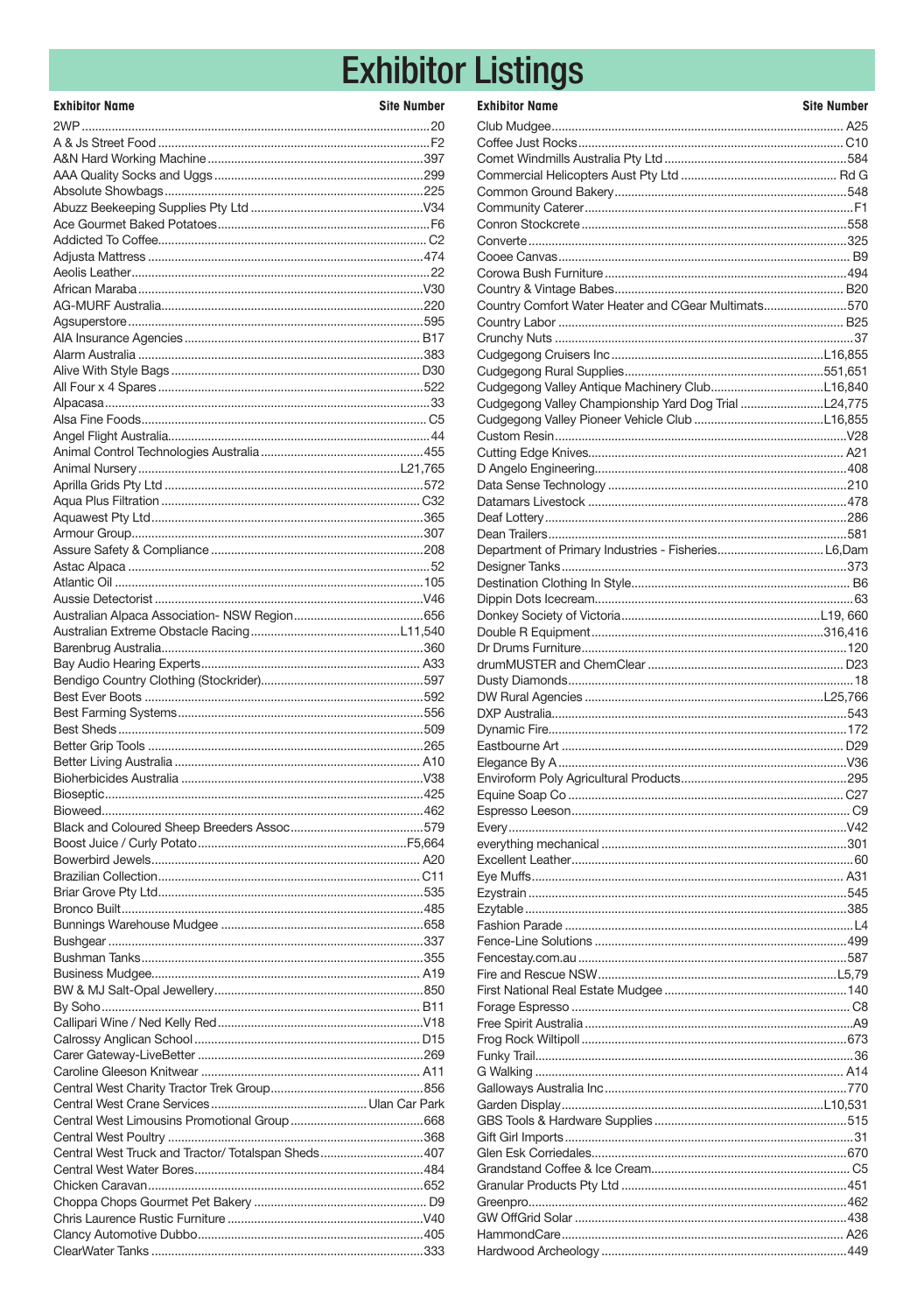# Exhibitor Listings

| Exhibitor Name | Site Number |
|---|---|
| 2WP | 20 |
| A & Js Street Food | F2 |
| A&N Hard Working Machine | 397 |
| AAA Quality Socks and Uggs | 299 |
| Absolute Showbags | 225 |
| Abuzz Beekeeping Supplies Pty Ltd | V34 |
| Ace Gourmet Baked Potatoes | F6 |
| Addicted To Coffee | C2 |
| Adjusta Mattress | 474 |
| Aeolis Leather | 22 |
| African Maraba | V30 |
| AG-MURF Australia | 220 |
| Agsuperstore | 595 |
| AIA Insurance Agencies | B17 |
| Alarm Australia | 383 |
| Alive With Style Bags | D30 |
| All Four x 4 Spares | 522 |
| Alpacasa | 33 |
| Alsa Fine Foods | C5 |
| Angel Flight Australia | 44 |
| Animal Control Technologies Australia | 455 |
| Animal Nursery | L21,765 |
| Aprilla Grids Pty Ltd | 572 |
| Aqua Plus Filtration | C32 |
| Aquawest Pty Ltd | 365 |
| Armour Group | 307 |
| Assure Safety & Compliance | 208 |
| Astac Alpaca | 52 |
| Atlantic Oil | 105 |
| Aussie Detectorist | V46 |
| Australian Alpaca Association- NSW Region | 656 |
| Australian Extreme Obstacle Racing | L11,540 |
| Barenbrug Australia | 360 |
| Bay Audio Hearing Experts | A33 |
| Bendigo Country Clothing (Stockrider) | 597 |
| Best Ever Boots | 592 |
| Best Farming Systems | 556 |
| Best Sheds | 509 |
| Better Grip Tools | 265 |
| Better Living Australia | A10 |
| Bioherbicides Australia | V38 |
| Bioseptic | 425 |
| Bioweed | 462 |
| Black and Coloured Sheep Breeders Assoc | 579 |
| Boost Juice / Curly Potato | F5,664 |
| Bowerbird Jewels | A20 |
| Brazilian Collection | C11 |
| Briar Grove Pty Ltd | 535 |
| Bronco Built | 485 |
| Bunnings Warehouse Mudgee | 658 |
| Bushgear | 337 |
| Bushman Tanks | 355 |
| Business Mudgee | A19 |
| BW & MJ Salt-Opal Jewellery | 850 |
| By Soho | B11 |
| Callipari Wine / Ned Kelly Red | V18 |
| Calrossy Anglican School | D15 |
| Carer Gateway-LiveBetter | 269 |
| Caroline Gleeson Knitwear | A11 |
| Central West Charity Tractor Trek Group | 856 |
| Central West Crane Services | Ulan Car Park |
| Central West Limousins Promotional Group | 668 |
| Central West Poultry | 368 |
| Central West Truck and Tractor/ Totalspan Sheds | 407 |
| Central West Water Bores | 484 |
| Chicken Caravan | 652 |
| Choppa Chops Gourmet Pet Bakery | D9 |
| Chris Laurence Rustic Furniture | V40 |
| Clancy Automotive Dubbo | 405 |
| ClearWater Tanks | 333 |
| Club Mudgee | A25 |
| Coffee Just Rocks | C10 |
| Comet Windmills Australia Pty Ltd | 584 |
| Commercial Helicopters Aust Pty Ltd | Rd G |
| Common Ground Bakery | 548 |
| Community Caterer | F1 |
| Conron Stockcrete | 558 |
| Converte | 325 |
| Cooee Canvas | B9 |
| Corowa Bush Furniture | 494 |
| Country & Vintage Babes | B20 |
| Country Comfort Water Heater and CGear Multimats | 570 |
| Country Labor | B25 |
| Crunchy Nuts | 37 |
| Cudgegong Cruisers Inc | L16,855 |
| Cudgegong Rural Supplies | 551,651 |
| Cudgegong Valley Antique Machinery Club | L16,840 |
| Cudgegong Valley Championship Yard Dog Trial | L24,775 |
| Cudgegong Valley Pioneer Vehicle Club | L16,855 |
| Custom Resin | V28 |
| Cutting Edge Knives | A21 |
| D Angelo Engineering | 408 |
| Data Sense Technology | 210 |
| Datamars Livestock | 478 |
| Deaf Lottery | 286 |
| Dean Trailers | 581 |
| Department of Primary Industries - Fisheries | L6,Dam |
| Designer Tanks | 373 |
| Destination Clothing In Style | B6 |
| Dippin Dots Icecream | 63 |
| Donkey Society of Victoria | L19, 660 |
| Double R Equipment | 316,416 |
| Dr Drums Furniture | 120 |
| drumMUSTER and ChemClear | D23 |
| Dusty Diamonds | 18 |
| DW Rural Agencies | L25,766 |
| DXP Australia | 543 |
| Dynamic Fire | 172 |
| Eastbourne Art | D29 |
| Elegance By A | V36 |
| Enviroform Poly Agricultural Products | 295 |
| Equine Soap Co | C27 |
| Espresso Leeson | C9 |
| Every | V42 |
| everything mechanical | 301 |
| Excellent Leather | 60 |
| Eye Muffs | A31 |
| Ezystrain | 545 |
| Ezytable | 385 |
| Fashion Parade | L4 |
| Fence-Line Solutions | 499 |
| Fencestay.com.au | 587 |
| Fire and Rescue NSW | L5,79 |
| First National Real Estate Mudgee | 140 |
| Forage Espresso | C8 |
| Free Spirit Australia | A9 |
| Frog Rock Wiltipoll | 673 |
| Funky Trail | 36 |
| G Walking | A14 |
| Galloways Australia Inc | 770 |
| Garden Display | L10,531 |
| GBS Tools & Hardware Supplies | 515 |
| Gift Girl Imports | 31 |
| Glen Esk Corriedales | 670 |
| Grandstand Coffee & Ice Cream | C5 |
| Granular Products Pty Ltd | 451 |
| Greenpro | 462 |
| GW OffGrid Solar | 438 |
| HammondCare | A26 |
| Hardwood Archeology | 449 |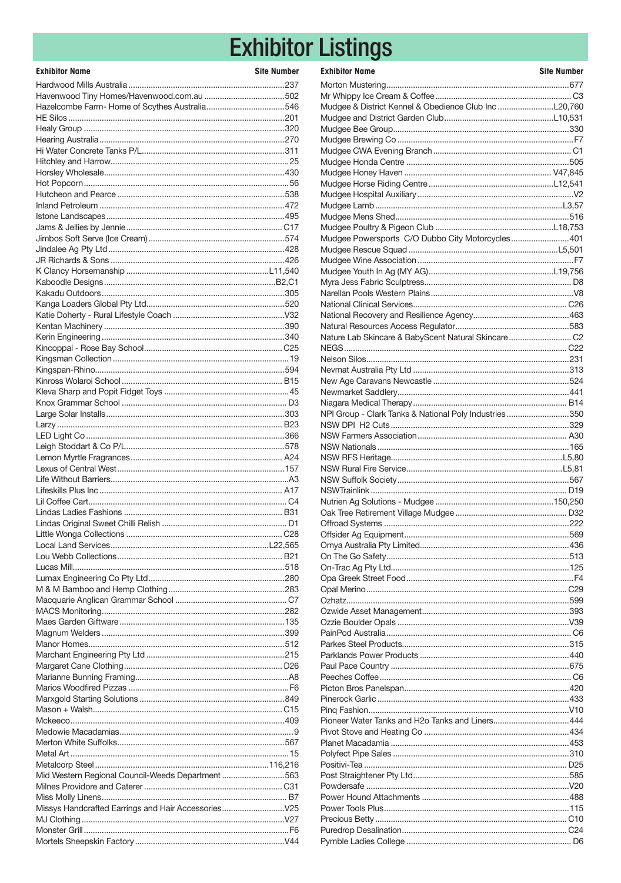# Exhibitor Listings

| Exhibitor Name | Site Number |
|---|---|
| Hardwood Mills Australia | 237 |
| Havenwood Tiny Homes/Havenwood.com.au | 502 |
| Hazelcombe Farm- Home of Scythes Australia | 546 |
| HE Silos | 201 |
| Healy Group | 320 |
| Hearing Australia | 270 |
| Hi Water Concrete Tanks P/L | 311 |
| Hitchley and Harrow | 25 |
| Horsley Wholesale | 430 |
| Hot Popcorn | 56 |
| Hutcheon and Pearce | 538 |
| Inland Petroleum | 472 |
| Istone Landscapes | 495 |
| Jams & Jellies by Jennie | C17 |
| Jimbos Soft Serve (Ice Cream) | 574 |
| Jindalee Ag Pty Ltd | 428 |
| JR Richards & Sons | 426 |
| K Clancy Horsemanship | L11,540 |
| Kaboodle Designs | B2,C1 |
| Kakadu Outdoors | 305 |
| Kanga Loaders Global Pty Ltd | 520 |
| Katie Doherty - Rural Lifestyle Coach | V32 |
| Kentan Machinery | 390 |
| Kerin Engineering | 340 |
| Kincoppal - Rose Bay School | C25 |
| Kingsman Collection | 19 |
| Kingspan-Rhino | 594 |
| Kinross Wolaroi School | B15 |
| Kleva Sharp and Popit Fidget Toys | 45 |
| Knox Grammar School | D3 |
| Large Solar Installs | 303 |
| Larzy | B23 |
| LED Light Co | 366 |
| Leigh Stoddart & Co P/L | 578 |
| Lemon Myrtle Fragrances | A24 |
| Lexus of Central West | 157 |
| Life Without Barriers | A3 |
| Lifeskills Plus Inc | A17 |
| Lil Coffee Cart | C4 |
| Lindas Ladies Fashions | B31 |
| Lindas Original Sweet Chilli Relish | D1 |
| Little Wonga Collections | C28 |
| Local Land Services | L22,565 |
| Lou Webb Collections | B21 |
| Lucas Mill | 518 |
| Lumax Engineering Co Pty Ltd | 280 |
| M & M Bamboo and Hemp Clothing | 283 |
| Macquarie Anglican Grammar School | C7 |
| MACS Monitoring | 282 |
| Maes Garden Giftware | 135 |
| Magnum Welders | 399 |
| Manor Homes | 512 |
| Marchant Engineering Pty Ltd | 215 |
| Margaret Cane Clothing | D26 |
| Marianne Bunning Framing | A8 |
| Marios Woodfired Pizzas | F6 |
| Marxgold Starting Solutions | 849 |
| Mason + Walsh | C15 |
| Mckeeco | 409 |
| Medowie Macadamias | 9 |
| Merton White Suffolks | 567 |
| Metal Art | 15 |
| Metalcorp Steel | 116,216 |
| Mid Western Regional Council-Weeds Department | 563 |
| Milnes Providore and Caterer | C31 |
| Miss Molly Linens | B7 |
| Missys Handcrafted Earrings and Hair Accessories | V25 |
| MJ Clothing | V27 |
| Monster Grill | F6 |
| Mortels Sheepskin Factory | V44 |
| Morton Mustering | 677 |
| Mr Whippy Ice Cream & Coffee | C3 |
| Mudgee & District Kennel & Obedience Club Inc | L20,760 |
| Mudgee and District Garden Club | L10,531 |
| Mudgee Bee Group | 330 |
| Mudgee Brewing Co | F7 |
| Mudgee CWA Evening Branch | C1 |
| Mudgee Honda Centre | 505 |
| Mudgee Honey Haven | V47,845 |
| Mudgee Horse Riding Centre | L12,541 |
| Mudgee Hospital Auxiliary | V2 |
| Mudgee Lamb | L3,57 |
| Mudgee Mens Shed | 516 |
| Mudgee Poultry & Pigeon Club | L18,753 |
| Mudgee Powersports C/O Dubbo City Motorcycles | 401 |
| Mudgee Rescue Squad | L5,501 |
| Mudgee Wine Association | F7 |
| Mudgee Youth In Ag (MY AG) | L19,756 |
| Myra Jess Fabric Sculptress | D8 |
| Narellan Pools Western Plains | V8 |
| National Clinical Services | C26 |
| National Recovery and Resilience Agency | 463 |
| Natural Resources Access Regulator | 583 |
| Nature Lab Skincare & BabyScent Natural Skincare | C2 |
| NEGS | C22 |
| Nelson Silos | 231 |
| Nevmat Australia Pty Ltd | 313 |
| New Age Caravans Newcastle | 524 |
| Newmarket Saddlery | 441 |
| Niagara Medical Therapy | B14 |
| NPI Group - Clark Tanks & National Poly Industries | 350 |
| NSW DPI H2 Cuts | 329 |
| NSW Farmers Association | A30 |
| NSW Nationals | 165 |
| NSW RFS Heritage | L5,80 |
| NSW Rural Fire Service | L5,81 |
| NSW Suffolk Society | 567 |
| NSWTrainlink | D19 |
| Nutrien Ag Solutions - Mudgee | 150,250 |
| Oak Tree Retirement Village Mudgee | D32 |
| Offroad Systems | 222 |
| Offsider Ag Equipment | 569 |
| Omya Australia Pty Limited | 436 |
| On The Go Safety | 513 |
| On-Trac Ag Pty Ltd | 125 |
| Opa Greek Street Food | F4 |
| Opal Merino | C29 |
| Ozhatz | 599 |
| Ozwide Asset Management | 393 |
| Ozzie Boulder Opals | V39 |
| PainPod Australia | C6 |
| Parkes Steel Products | 315 |
| Parklands Power Products | 440 |
| Paul Pace Country | 675 |
| Peeches Coffee | C6 |
| Picton Bros Panelspan | 420 |
| Pinerock Garlic | 433 |
| Pinq Fashion | V10 |
| Pioneer Water Tanks and H2o Tanks and Liners | 444 |
| Pivot Stove and Heating Co | 434 |
| Planet Macadamia | 453 |
| Polyfect Pipe Sales | 310 |
| Positivi-Tea | D25 |
| Post Straightener Pty Ltd | 585 |
| Powdersafe | V20 |
| Power Hound Attachments | 488 |
| Power Tools Plus | 115 |
| Precious Betty | C10 |
| Puredrop Desalination | C24 |
| Pymble Ladies College | D6 |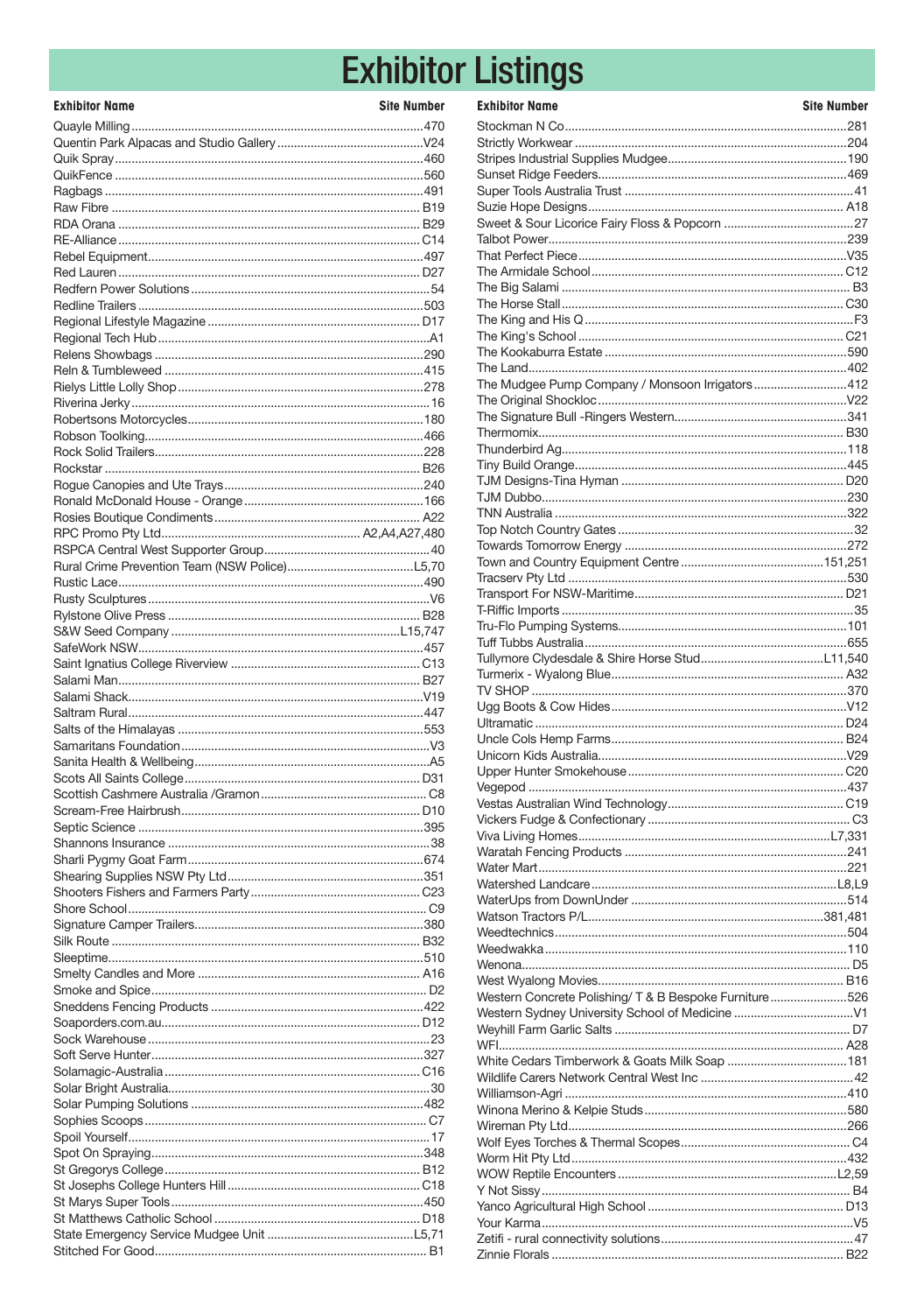# Exhibitor Listings

| Exhibitor Name | Site Number |
|---|---|
| Quayle Milling | 470 |
| Quentin Park Alpacas and Studio Gallery | V24 |
| Quik Spray | 460 |
| QuikFence | 560 |
| Ragbags | 491 |
| Raw Fibre | B19 |
| RDA Orana | B29 |
| RE-Alliance | C14 |
| Rebel Equipment | 497 |
| Red Lauren | D27 |
| Redfern Power Solutions | 54 |
| Redline Trailers | 503 |
| Regional Lifestyle Magazine | D17 |
| Regional Tech Hub | A1 |
| Relens Showbags | 290 |
| Reln & Tumbleweed | 415 |
| Rielys Little Lolly Shop | 278 |
| Riverina Jerky | 16 |
| Robertsons Motorcycles | 180 |
| Robson Toolking | 466 |
| Rock Solid Trailers | 228 |
| Rockstar | B26 |
| Rogue Canopies and Ute Trays | 240 |
| Ronald McDonald House - Orange | 166 |
| Rosies Boutique Condiments | A22 |
| RPC Promo Pty Ltd | A2,A4,A27,480 |
| RSPCA Central West Supporter Group | 40 |
| Rural Crime Prevention Team (NSW Police) | L5,70 |
| Rustic Lace | 490 |
| Rusty Sculptures | V6 |
| Rylstone Olive Press | B28 |
| S&W Seed Company | L15,747 |
| SafeWork NSW | 457 |
| Saint Ignatius College Riverview | C13 |
| Salami Man | B27 |
| Salami Shack | V19 |
| Saltram Rural | 447 |
| Salts of the Himalayas | 553 |
| Samaritans Foundation | V3 |
| Sanita Health & Wellbeing | A5 |
| Scots All Saints College | D31 |
| Scottish Cashmere Australia /Gramon | C8 |
| Scream-Free Hairbrush | D10 |
| Septic Science | 395 |
| Shannons Insurance | 38 |
| Sharli Pygmy Goat Farm | 674 |
| Shearing Supplies NSW Pty Ltd | 351 |
| Shooters Fishers and Farmers Party | C23 |
| Shore School | C9 |
| Signature Camper Trailers | 380 |
| Silk Route | B32 |
| Sleeptime | 510 |
| Smelty Candles and More | A16 |
| Smoke and Spice | D2 |
| Sneddens Fencing Products | 422 |
| Soaporders.com.au | D12 |
| Sock Warehouse | 23 |
| Soft Serve Hunter | 327 |
| Solamagic-Australia | C16 |
| Solar Bright Australia | 30 |
| Solar Pumping Solutions | 482 |
| Sophies Scoops | C7 |
| Spoil Yourself | 17 |
| Spot On Spraying | 348 |
| St Gregorys College | B12 |
| St Josephs College Hunters Hill | C18 |
| St Marys Super Tools | 450 |
| St Matthews Catholic School | D18 |
| State Emergency Service Mudgee Unit | L5,71 |
| Stitched For Good | B1 |
| Stockman N Co | 281 |
| Strictly Workwear | 204 |
| Stripes Industrial Supplies Mudgee | 190 |
| Sunset Ridge Feeders | 469 |
| Super Tools Australia Trust | 41 |
| Suzie Hope Designs | A18 |
| Sweet & Sour Licorice Fairy Floss & Popcorn | 27 |
| Talbot Power | 239 |
| That Perfect Piece | V35 |
| The Armidale School | C12 |
| The Big Salami | B3 |
| The Horse Stall | C30 |
| The King and His Q | F3 |
| The King's School | C21 |
| The Kookaburra Estate | 590 |
| The Land | 402 |
| The Mudgee Pump Company / Monsoon Irrigators | 412 |
| The Original Shockloc | V22 |
| The Signature Bull -Ringers Western | 341 |
| Thermomix | B30 |
| Thunderbird Ag | 118 |
| Tiny Build Orange | 445 |
| TJM Designs-Tina Hyman | D20 |
| TJM Dubbo | 230 |
| TNN Australia | 322 |
| Top Notch Country Gates | 32 |
| Towards Tomorrow Energy | 272 |
| Town and Country Equipment Centre | 151,251 |
| Tracserv Pty Ltd | 530 |
| Transport For NSW-Maritime | D21 |
| T-Riffic Imports | 35 |
| Tru-Flo Pumping Systems | 101 |
| Tuff Tubbs Australia | 655 |
| Tullymore Clydesdale & Shire Horse Stud | L11,540 |
| Turmerix - Wyalong Blue | A32 |
| TV SHOP | 370 |
| Ugg Boots & Cow Hides | V12 |
| Ultramatic | D24 |
| Uncle Cols Hemp Farms | B24 |
| Unicorn Kids Australia | V29 |
| Upper Hunter Smokehouse | C20 |
| Vegepod | 437 |
| Vestas Australian Wind Technology | C19 |
| Vickers Fudge & Confectionary | C3 |
| Viva Living Homes | L7,331 |
| Waratah Fencing Products | 241 |
| Water Mart | 221 |
| Watershed Landcare | L8,L9 |
| WaterUps from DownUnder | 514 |
| Watson Tractors P/L | 381,481 |
| Weedtechnics | 504 |
| Weedwakka | 110 |
| Wenona | D5 |
| West Wyalong Movies | B16 |
| Western Concrete Polishing/ T & B Bespoke Furniture | 526 |
| Western Sydney University School of Medicine | V1 |
| Weyhill Farm Garlic Salts | D7 |
| WFI | A28 |
| White Cedars Timberwork & Goats Milk Soap | 181 |
| Wildlife Carers Network Central West Inc | 42 |
| Williamson-Agri | 410 |
| Winona Merino & Kelpie Studs | 580 |
| Wireman Pty Ltd | 266 |
| Wolf Eyes Torches & Thermal Scopes | C4 |
| Worm Hit Pty Ltd | 432 |
| WOW Reptile Encounters | L2,59 |
| Y Not Sissy | B4 |
| Yanco Agricultural High School | D13 |
| Your Karma | V5 |
| Zetifi - rural connectivity solutions | 47 |
| Zinnie Florals | B22 |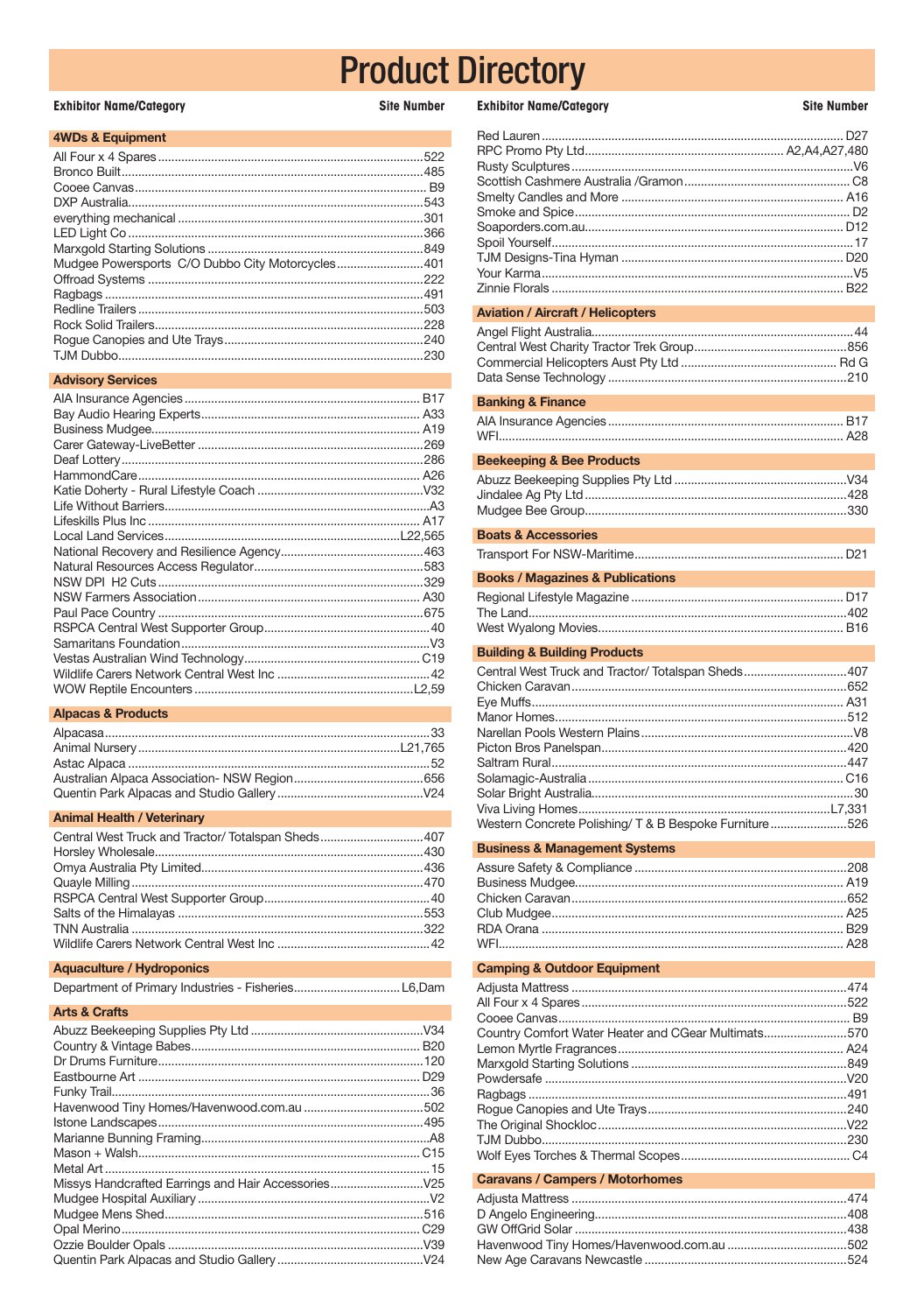# Product Directory

| Exhibitor Name/Category | Site Number |
|---|---|

## 4WDs & Equipment

| Exhibitor Name | Site Number |
|---|---|
| All Four x 4 Spares | 522 |
| Bronco Built | 485 |
| Cooee Canvas | B9 |
| DXP Australia | 543 |
| everything mechanical | 301 |
| LED Light Co | 366 |
| Marxgold Starting Solutions | 849 |
| Mudgee Powersports C/O Dubbo City Motorcycles | 401 |
| Offroad Systems | 222 |
| Ragbags | 491 |
| Redline Trailers | 503 |
| Rock Solid Trailers | 228 |
| Rogue Canopies and Ute Trays | 240 |
| TJM Dubbo | 230 |

## Advisory Services

| Exhibitor Name | Site Number |
|---|---|
| AIA Insurance Agencies | B17 |
| Bay Audio Hearing Experts | A33 |
| Business Mudgee | A19 |
| Carer Gateway-LiveBetter | 269 |
| Deaf Lottery | 286 |
| HammondCare | A26 |
| Katie Doherty - Rural Lifestyle Coach | V32 |
| Life Without Barriers | A3 |
| Lifeskills Plus Inc | A17 |
| Local Land Services | L22,565 |
| National Recovery and Resilience Agency | 463 |
| Natural Resources Access Regulator | 583 |
| NSW DPI H2 Cuts | 329 |
| NSW Farmers Association | A30 |
| Paul Pace Country | 675 |
| RSPCA Central West Supporter Group | 40 |
| Samaritans Foundation | V3 |
| Vestas Australian Wind Technology | C19 |
| Wildlife Carers Network Central West Inc | 42 |
| WOW Reptile Encounters | L2,59 |

## Alpacas & Products

| Exhibitor Name | Site Number |
|---|---|
| Alpacasa | 33 |
| Animal Nursery | L21,765 |
| Astac Alpaca | 52 |
| Australian Alpaca Association- NSW Region | 656 |
| Quentin Park Alpacas and Studio Gallery | V24 |

## Animal Health / Veterinary

| Exhibitor Name | Site Number |
|---|---|
| Central West Truck and Tractor/ Totalspan Sheds | 407 |
| Horsley Wholesale | 430 |
| Omya Australia Pty Limited | 436 |
| Quayle Milling | 470 |
| RSPCA Central West Supporter Group | 40 |
| Salts of the Himalayas | 553 |
| TNN Australia | 322 |
| Wildlife Carers Network Central West Inc | 42 |

## Aquaculture / Hydroponics

| Exhibitor Name | Site Number |
|---|---|
| Department of Primary Industries - Fisheries | L6,Dam |

## Arts & Crafts

| Exhibitor Name | Site Number |
|---|---|
| Abuzz Beekeeping Supplies Pty Ltd | V34 |
| Country & Vintage Babes | B20 |
| Dr Drums Furniture | 120 |
| Eastbourne Art | D29 |
| Funky Trail | 36 |
| Havenwood Tiny Homes/Havenwood.com.au | 502 |
| Istone Landscapes | 495 |
| Marianne Bunning Framing | A8 |
| Mason + Walsh | C15 |
| Metal Art | 15 |
| Missys Handcrafted Earrings and Hair Accessories | V25 |
| Mudgee Hospital Auxiliary | V2 |
| Mudgee Mens Shed | 516 |
| Opal Merino | C29 |
| Ozzie Boulder Opals | V39 |
| Quentin Park Alpacas and Studio Gallery | V24 |
| Red Lauren | D27 |
| RPC Promo Pty Ltd | A2,A4,A27,480 |
| Rusty Sculptures | V6 |
| Scottish Cashmere Australia /Gramon | C8 |
| Smelty Candles and More | A16 |
| Smoke and Spice | D2 |
| Soaporders.com.au | D12 |
| Spoil Yourself | 17 |
| TJM Designs-Tina Hyman | D20 |
| Your Karma | V5 |
| Zinnie Florals | B22 |

## Aviation / Aircraft / Helicopters

| Exhibitor Name | Site Number |
|---|---|
| Angel Flight Australia | 44 |
| Central West Charity Tractor Trek Group | 856 |
| Commercial Helicopters Aust Pty Ltd | Rd G |
| Data Sense Technology | 210 |

## Banking & Finance

| Exhibitor Name | Site Number |
|---|---|
| AIA Insurance Agencies | B17 |
| WFI | A28 |

## Beekeeping & Bee Products

| Exhibitor Name | Site Number |
|---|---|
| Abuzz Beekeeping Supplies Pty Ltd | V34 |
| Jindalee Ag Pty Ltd | 428 |
| Mudgee Bee Group | 330 |

## Boats & Accessories

| Exhibitor Name | Site Number |
|---|---|
| Transport For NSW-Maritime | D21 |

## Books / Magazines & Publications

| Exhibitor Name | Site Number |
|---|---|
| Regional Lifestyle Magazine | D17 |
| The Land | 402 |
| West Wyalong Movies | B16 |

## Building & Building Products

| Exhibitor Name | Site Number |
|---|---|
| Central West Truck and Tractor/ Totalspan Sheds | 407 |
| Chicken Caravan | 652 |
| Eye Muffs | A31 |
| Manor Homes | 512 |
| Narellan Pools Western Plains | V8 |
| Picton Bros Panelspan | 420 |
| Saltram Rural | 447 |
| Solamagic-Australia | C16 |
| Solar Bright Australia | 30 |
| Viva Living Homes | L7,331 |
| Western Concrete Polishing/ T & B Bespoke Furniture | 526 |

## Business & Management Systems

| Exhibitor Name | Site Number |
|---|---|
| Assure Safety & Compliance | 208 |
| Business Mudgee | A19 |
| Chicken Caravan | 652 |
| Club Mudgee | A25 |
| RDA Orana | B29 |
| WFI | A28 |

## Camping & Outdoor Equipment

| Exhibitor Name | Site Number |
|---|---|
| Adjusta Mattress | 474 |
| All Four x 4 Spares | 522 |
| Cooee Canvas | B9 |
| Country Comfort Water Heater and CGear Multimats | 570 |
| Lemon Myrtle Fragrances | A24 |
| Marxgold Starting Solutions | 849 |
| Powdersafe | V20 |
| Ragbags | 491 |
| Rogue Canopies and Ute Trays | 240 |
| The Original Shockloc | V22 |
| TJM Dubbo | 230 |
| Wolf Eyes Torches & Thermal Scopes | C4 |

## Caravans / Campers / Motorhomes

| Exhibitor Name | Site Number |
|---|---|
| Adjusta Mattress | 474 |
| D Angelo Engineering | 408 |
| GW OffGrid Solar | 438 |
| Havenwood Tiny Homes/Havenwood.com.au | 502 |
| New Age Caravans Newcastle | 524 |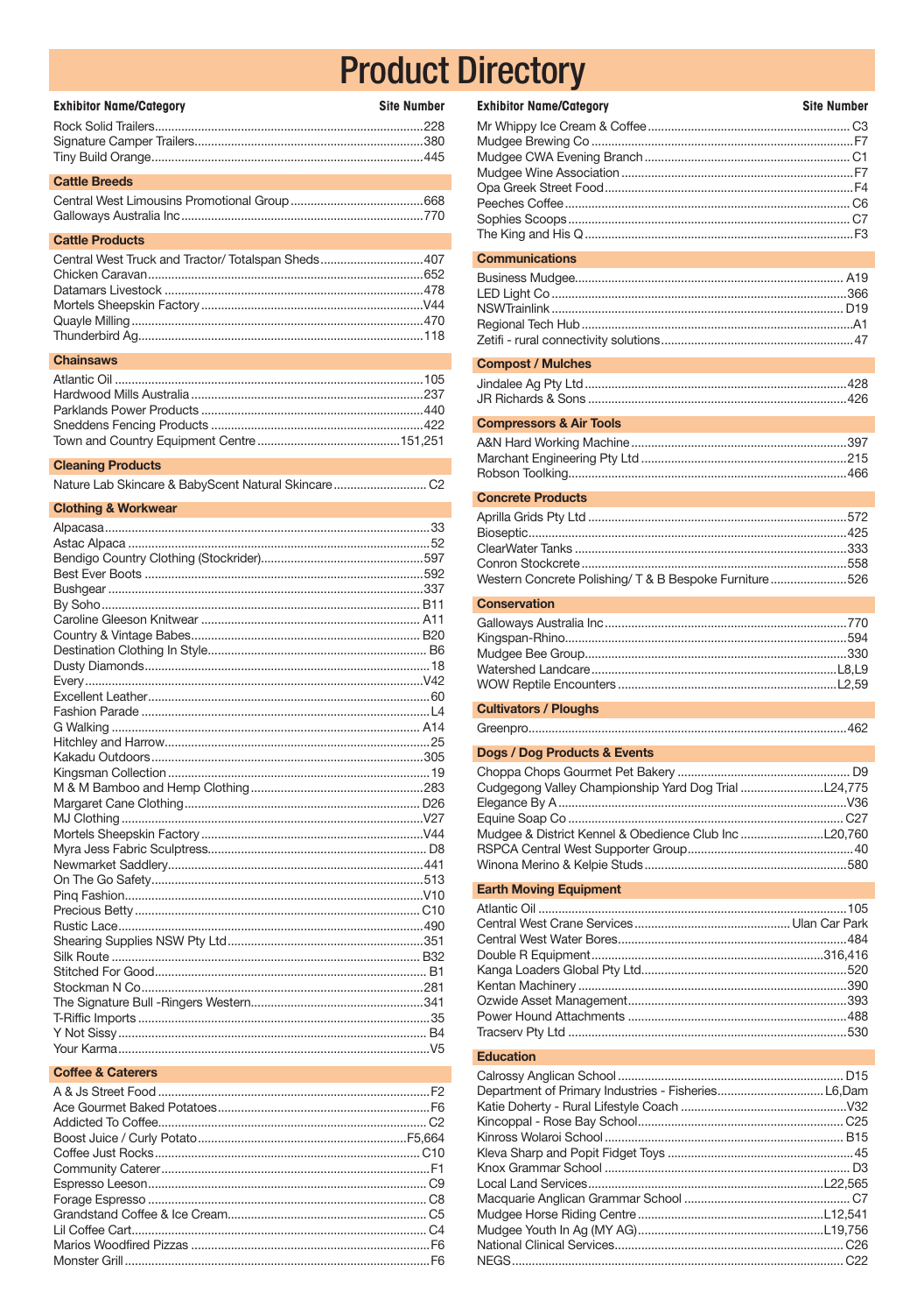# Product Directory

| Exhibitor Name/Category | Site Number |
|---|---|
| Rock Solid Trailers | 228 |
| Signature Camper Trailers | 380 |
| Tiny Build Orange | 445 |

### Cattle Breeds

| Exhibitor Name/Category | Site Number |
|---|---|
| Central West Limousins Promotional Group | 668 |
| Galloways Australia Inc | 770 |

### Cattle Products

| Exhibitor Name/Category | Site Number |
|---|---|
| Central West Truck and Tractor/ Totalspan Sheds | 407 |
| Chicken Caravan | 652 |
| Datamars Livestock | 478 |
| Mortels Sheepskin Factory | V44 |
| Quayle Milling | 470 |
| Thunderbird Ag | 118 |

### Chainsaws

| Exhibitor Name/Category | Site Number |
|---|---|
| Atlantic Oil | 105 |
| Hardwood Mills Australia | 237 |
| Parklands Power Products | 440 |
| Sneddens Fencing Products | 422 |
| Town and Country Equipment Centre | 151,251 |

### Cleaning Products

| Exhibitor Name/Category | Site Number |
|---|---|
| Nature Lab Skincare & BabyScent Natural Skincare | C2 |

### Clothing & Workwear

| Exhibitor Name/Category | Site Number |
|---|---|
| Alpacasa | 33 |
| Astac Alpaca | 52 |
| Bendigo Country Clothing (Stockrider) | 597 |
| Best Ever Boots | 592 |
| Bushgear | 337 |
| By Soho | B11 |
| Caroline Gleeson Knitwear | A11 |
| Country & Vintage Babes | B20 |
| Destination Clothing In Style | B6 |
| Dusty Diamonds | 18 |
| Every | V42 |
| Excellent Leather | 60 |
| Fashion Parade | L4 |
| G Walking | A14 |
| Hitchley and Harrow | 25 |
| Kakadu Outdoors | 305 |
| Kingsman Collection | 19 |
| M & M Bamboo and Hemp Clothing | 283 |
| Margaret Cane Clothing | D26 |
| MJ Clothing | V27 |
| Mortels Sheepskin Factory | V44 |
| Myra Jess Fabric Sculptress | D8 |
| Newmarket Saddlery | 441 |
| On The Go Safety | 513 |
| Pinq Fashion | V10 |
| Precious Betty | C10 |
| Rustic Lace | 490 |
| Shearing Supplies NSW Pty Ltd | 351 |
| Silk Route | B32 |
| Stitched For Good | B1 |
| Stockman N Co | 281 |
| The Signature Bull -Ringers Western | 341 |
| T-Riffic Imports | 35 |
| Y Not Sissy | B4 |
| Your Karma | V5 |

### Coffee & Caterers

| Exhibitor Name/Category | Site Number |
|---|---|
| A & Js Street Food | F2 |
| Ace Gourmet Baked Potatoes | F6 |
| Addicted To Coffee | C2 |
| Boost Juice / Curly Potato | F5,664 |
| Coffee Just Rocks | C10 |
| Community Caterer | F1 |
| Espresso Leeson | C9 |
| Forage Espresso | C8 |
| Grandstand Coffee & Ice Cream | C5 |
| Lil Coffee Cart | C4 |
| Marios Woodfired Pizzas | F6 |
| Monster Grill | F6 |
| Mr Whippy Ice Cream & Coffee | C3 |
| Mudgee Brewing Co | F7 |
| Mudgee CWA Evening Branch | C1 |
| Mudgee Wine Association | F7 |
| Opa Greek Street Food | F4 |
| Peeches Coffee | C6 |
| Sophies Scoops | C7 |
| The King and His Q | F3 |

### Communications

| Exhibitor Name/Category | Site Number |
|---|---|
| Business Mudgee | A19 |
| LED Light Co | 366 |
| NSWTrainlink | D19 |
| Regional Tech Hub | A1 |
| Zetifi - rural connectivity solutions | 47 |

### Compost / Mulches

| Exhibitor Name/Category | Site Number |
|---|---|
| Jindalee Ag Pty Ltd | 428 |
| JR Richards & Sons | 426 |

### Compressors & Air Tools

| Exhibitor Name/Category | Site Number |
|---|---|
| A&N Hard Working Machine | 397 |
| Marchant Engineering Pty Ltd | 215 |
| Robson Toolking | 466 |

### Concrete Products

| Exhibitor Name/Category | Site Number |
|---|---|
| Aprilla Grids Pty Ltd | 572 |
| Bioseptic | 425 |
| ClearWater Tanks | 333 |
| Conron Stockcrete | 558 |
| Western Concrete Polishing/ T & B Bespoke Furniture | 526 |

### Conservation

| Exhibitor Name/Category | Site Number |
|---|---|
| Galloways Australia Inc | 770 |
| Kingspan-Rhino | 594 |
| Mudgee Bee Group | 330 |
| Watershed Landcare | L8,L9 |
| WOW Reptile Encounters | L2,59 |

### Cultivators / Ploughs

| Exhibitor Name/Category | Site Number |
|---|---|
| Greenpro | 462 |

### Dogs / Dog Products & Events

| Exhibitor Name/Category | Site Number |
|---|---|
| Choppa Chops Gourmet Pet Bakery | D9 |
| Cudgegong Valley Championship Yard Dog Trial | L24,775 |
| Elegance By A | V36 |
| Equine Soap Co | C27 |
| Mudgee & District Kennel & Obedience Club Inc | L20,760 |
| RSPCA Central West Supporter Group | 40 |
| Winona Merino & Kelpie Studs | 580 |

### Earth Moving Equipment

| Exhibitor Name/Category | Site Number |
|---|---|
| Atlantic Oil | 105 |
| Central West Crane Services | Ulan Car Park |
| Central West Water Bores | 484 |
| Double R Equipment | 316,416 |
| Kanga Loaders Global Pty Ltd | 520 |
| Kentan Machinery | 390 |
| Ozwide Asset Management | 393 |
| Power Hound Attachments | 488 |
| Tracserv Pty Ltd | 530 |

### Education

| Exhibitor Name/Category | Site Number |
|---|---|
| Calrossy Anglican School | D15 |
| Department of Primary Industries - Fisheries | L6,Dam |
| Katie Doherty - Rural Lifestyle Coach | V32 |
| Kincoppal - Rose Bay School | C25 |
| Kinross Wolaroi School | B15 |
| Kleva Sharp and Popit Fidget Toys | 45 |
| Knox Grammar School | D3 |
| Local Land Services | L22,565 |
| Macquarie Anglican Grammar School | C7 |
| Mudgee Horse Riding Centre | L12,541 |
| Mudgee Youth In Ag (MY AG) | L19,756 |
| National Clinical Services | C26 |
| NEGS | C22 |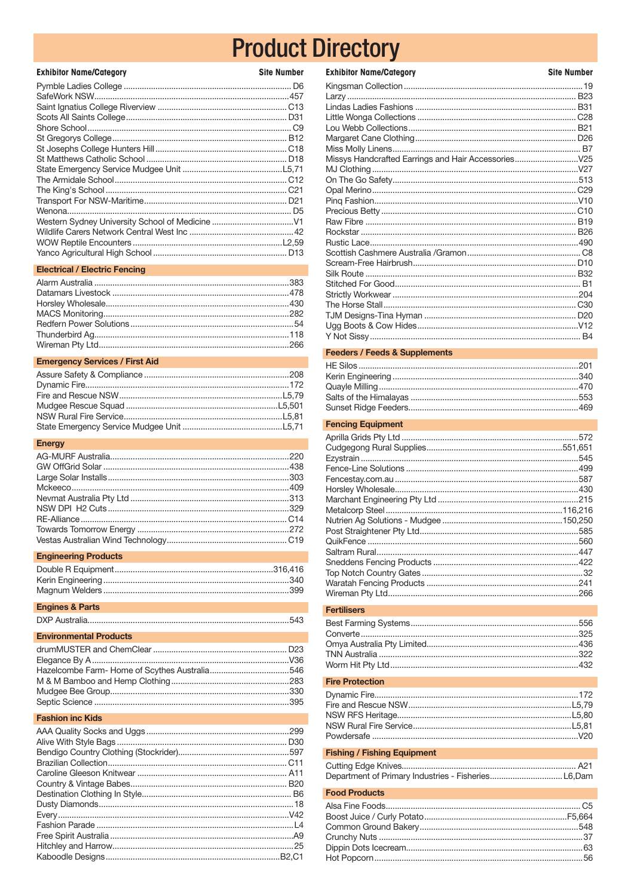# Product Directory

| Exhibitor Name/Category | Site Number |
|---|---|
| Pymble Ladies College | D6 |
| SafeWork NSW | 457 |
| Saint Ignatius College Riverview | C13 |
| Scots All Saints College | D31 |
| Shore School | C9 |
| St Gregorys College | B12 |
| St Josephs College Hunters Hill | C18 |
| St Matthews Catholic School | D18 |
| State Emergency Service Mudgee Unit | L5,71 |
| The Armidale School | C12 |
| The King's School | C21 |
| Transport For NSW-Maritime | D21 |
| Wenona | D5 |
| Western Sydney University School of Medicine | V1 |
| Wildlife Carers Network Central West Inc | 42 |
| WOW Reptile Encounters | L2,59 |
| Yanco Agricultural High School | D13 |

## Electrical / Electric Fencing

| Exhibitor Name/Category | Site Number |
|---|---|
| Alarm Australia | 383 |
| Datamars Livestock | 478 |
| Horsley Wholesale | 430 |
| MACS Monitoring | 282 |
| Redfern Power Solutions | 54 |
| Thunderbird Ag | 118 |
| Wireman Pty Ltd | 266 |

## Emergency Services / First Aid

| Exhibitor Name/Category | Site Number |
|---|---|
| Assure Safety & Compliance | 208 |
| Dynamic Fire | 172 |
| Fire and Rescue NSW | L5,79 |
| Mudgee Rescue Squad | L5,501 |
| NSW Rural Fire Service | L5,81 |
| State Emergency Service Mudgee Unit | L5,71 |

## Energy

| Exhibitor Name/Category | Site Number |
|---|---|
| AG-MURF Australia | 220 |
| GW OffGrid Solar | 438 |
| Large Solar Installs | 303 |
| Mckeeco | 409 |
| Nevmat Australia Pty Ltd | 313 |
| NSW DPI H2 Cuts | 329 |
| RE-Alliance | C14 |
| Towards Tomorrow Energy | 272 |
| Vestas Australian Wind Technology | C19 |

## Engineering Products

| Exhibitor Name/Category | Site Number |
|---|---|
| Double R Equipment | 316,416 |
| Kerin Engineering | 340 |
| Magnum Welders | 399 |

## Engines & Parts

| Exhibitor Name/Category | Site Number |
|---|---|
| DXP Australia | 543 |

## Environmental Products

| Exhibitor Name/Category | Site Number |
|---|---|
| drumMUSTER and ChemClear | D23 |
| Elegance By A | V36 |
| Hazelcombe Farm- Home of Scythes Australia | 546 |
| M & M Bamboo and Hemp Clothing | 283 |
| Mudgee Bee Group | 330 |
| Septic Science | 395 |

## Fashion inc Kids

| Exhibitor Name/Category | Site Number |
|---|---|
| AAA Quality Socks and Uggs | 299 |
| Alive With Style Bags | D30 |
| Bendigo Country Clothing (Stockrider) | 597 |
| Brazilian Collection | C11 |
| Caroline Gleeson Knitwear | A11 |
| Country & Vintage Babes | B20 |
| Destination Clothing In Style | B6 |
| Dusty Diamonds | 18 |
| Every | V42 |
| Fashion Parade | L4 |
| Free Spirit Australia | A9 |
| Hitchley and Harrow | 25 |
| Kaboodle Designs | B2,C1 |
| Kingsman Collection | 19 |
| Larzy | B23 |
| Lindas Ladies Fashions | B31 |
| Little Wonga Collections | C28 |
| Lou Webb Collections | B21 |
| Margaret Cane Clothing | D26 |
| Miss Molly Linens | B7 |
| Missys Handcrafted Earrings and Hair Accessories | V25 |
| MJ Clothing | V27 |
| On The Go Safety | 513 |
| Opal Merino | C29 |
| Pinq Fashion | V10 |
| Precious Betty | C10 |
| Raw Fibre | B19 |
| Rockstar | B26 |
| Rustic Lace | 490 |
| Scottish Cashmere Australia /Gramon | C8 |
| Scream-Free Hairbrush | D10 |
| Silk Route | B32 |
| Stitched For Good | B1 |
| Strictly Workwear | 204 |
| The Horse Stall | C30 |
| TJM Designs-Tina Hyman | D20 |
| Ugg Boots & Cow Hides | V12 |
| Y Not Sissy | B4 |

## Feeders / Feeds & Supplements

| Exhibitor Name/Category | Site Number |
|---|---|
| HE Silos | 201 |
| Kerin Engineering | 340 |
| Quayle Milling | 470 |
| Salts of the Himalayas | 553 |
| Sunset Ridge Feeders | 469 |

## Fencing Equipment

| Exhibitor Name/Category | Site Number |
|---|---|
| Aprilla Grids Pty Ltd | 572 |
| Cudgegong Rural Supplies | 551,651 |
| Ezystrain | 545 |
| Fence-Line Solutions | 499 |
| Fencestay.com.au | 587 |
| Horsley Wholesale | 430 |
| Marchant Engineering Pty Ltd | 215 |
| Metalcorp Steel | 116,216 |
| Nutrien Ag Solutions - Mudgee | 150,250 |
| Post Straightener Pty Ltd | 585 |
| QuikFence | 560 |
| Saltram Rural | 447 |
| Sneddens Fencing Products | 422 |
| Top Notch Country Gates | 32 |
| Waratah Fencing Products | 241 |
| Wireman Pty Ltd | 266 |

## Fertilisers

| Exhibitor Name/Category | Site Number |
|---|---|
| Best Farming Systems | 556 |
| Converte | 325 |
| Omya Australia Pty Limited | 436 |
| TNN Australia | 322 |
| Worm Hit Pty Ltd | 432 |

## Fire Protection

| Exhibitor Name/Category | Site Number |
|---|---|
| Dynamic Fire | 172 |
| Fire and Rescue NSW | L5,79 |
| NSW RFS Heritage | L5,80 |
| NSW Rural Fire Service | L5,81 |
| Powdersafe | V20 |

## Fishing / Fishing Equipment

| Exhibitor Name/Category | Site Number |
|---|---|
| Cutting Edge Knives | A21 |
| Department of Primary Industries - Fisheries | L6,Dam |

## Food Products

| Exhibitor Name/Category | Site Number |
|---|---|
| Alsa Fine Foods | C5 |
| Boost Juice / Curly Potato | F5,664 |
| Common Ground Bakery | 548 |
| Crunchy Nuts | 37 |
| Dippin Dots Icecream | 63 |
| Hot Popcorn | 56 |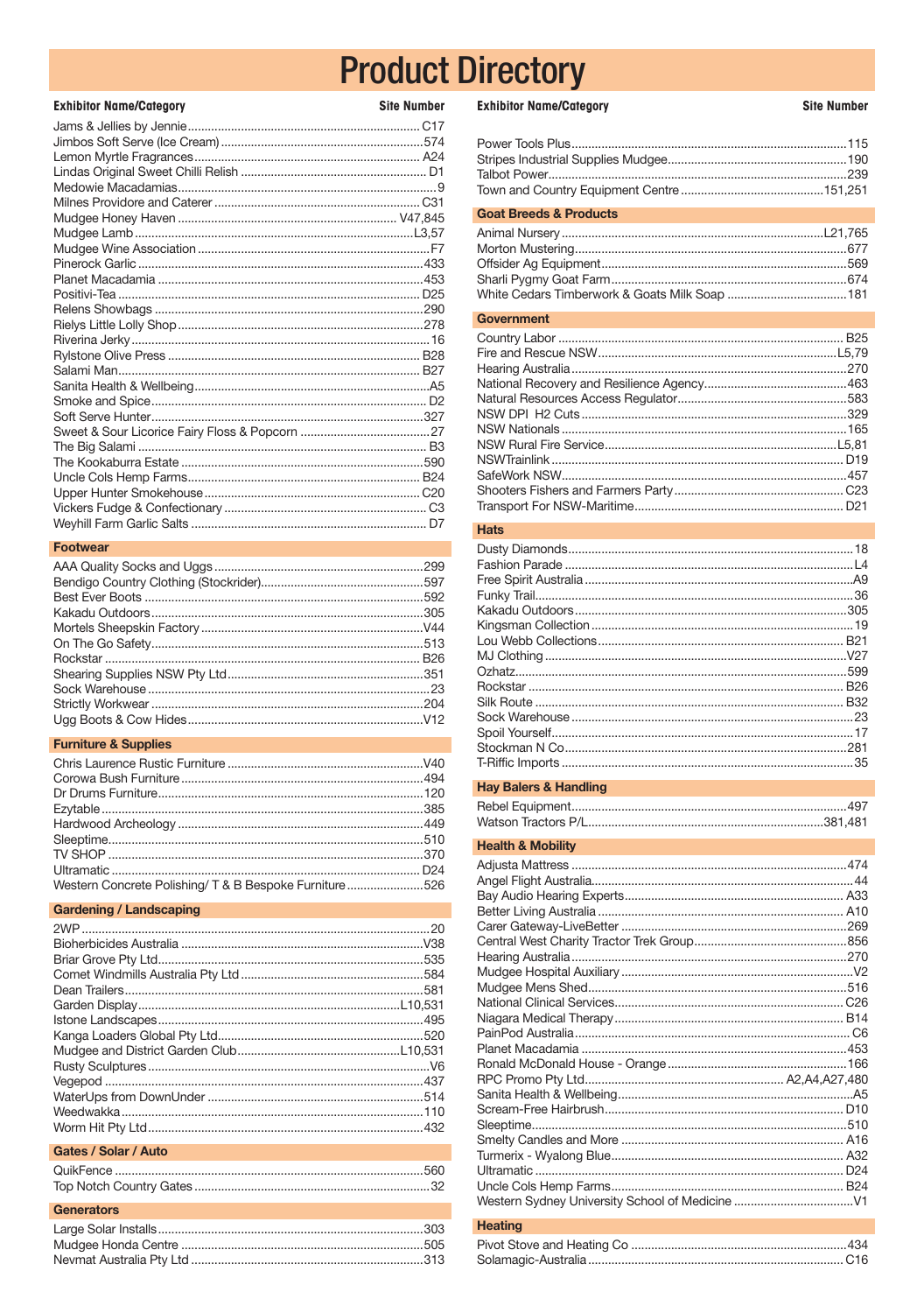# Product Directory

| Exhibitor Name/Category | Site Number |
|---|---|
| Jams & Jellies by Jennie | C17 |
| Jimbos Soft Serve (Ice Cream) | 574 |
| Lemon Myrtle Fragrances | A24 |
| Lindas Original Sweet Chilli Relish | D1 |
| Medowie Macadamias | 9 |
| Milnes Providore and Caterer | C31 |
| Mudgee Honey Haven | V47,845 |
| Mudgee Lamb | L3,57 |
| Mudgee Wine Association | F7 |
| Pinerock Garlic | 433 |
| Planet Macadamia | 453 |
| Positivi-Tea | D25 |
| Relens Showbags | 290 |
| Rielys Little Lolly Shop | 278 |
| Riverina Jerky | 16 |
| Rylstone Olive Press | B28 |
| Salami Man | B27 |
| Sanita Health & Wellbeing | A5 |
| Smoke and Spice | D2 |
| Soft Serve Hunter | 327 |
| Sweet & Sour Licorice Fairy Floss & Popcorn | 27 |
| The Big Salami | B3 |
| The Kookaburra Estate | 590 |
| Uncle Cols Hemp Farms | B24 |
| Upper Hunter Smokehouse | C20 |
| Vickers Fudge & Confectionary | C3 |
| Weyhill Farm Garlic Salts | D7 |

## Footwear

| Exhibitor Name/Category | Site Number |
|---|---|
| AAA Quality Socks and Uggs | 299 |
| Bendigo Country Clothing (Stockrider) | 597 |
| Best Ever Boots | 592 |
| Kakadu Outdoors | 305 |
| Mortels Sheepskin Factory | V44 |
| On The Go Safety | 513 |
| Rockstar | B26 |
| Shearing Supplies NSW Pty Ltd | 351 |
| Sock Warehouse | 23 |
| Strictly Workwear | 204 |
| Ugg Boots & Cow Hides | V12 |

## Furniture & Supplies

| Exhibitor Name/Category | Site Number |
|---|---|
| Chris Laurence Rustic Furniture | V40 |
| Corowa Bush Furniture | 494 |
| Dr Drums Furniture | 120 |
| Ezytable | 385 |
| Hardwood Archeology | 449 |
| Sleeptime | 510 |
| TV SHOP | 370 |
| Ultramatic | D24 |
| Western Concrete Polishing/ T & B Bespoke Furniture | 526 |

## Gardening / Landscaping

| Exhibitor Name/Category | Site Number |
|---|---|
| 2WP | 20 |
| Bioherbicides Australia | V38 |
| Briar Grove Pty Ltd | 535 |
| Comet Windmills Australia Pty Ltd | 584 |
| Dean Trailers | 581 |
| Garden Display | L10,531 |
| Istone Landscapes | 495 |
| Kanga Loaders Global Pty Ltd | 520 |
| Mudgee and District Garden Club | L10,531 |
| Rusty Sculptures | V6 |
| Vegepod | 437 |
| WaterUps from DownUnder | 514 |
| Weedwakka | 110 |
| Worm Hit Pty Ltd | 432 |

## Gates / Solar / Auto

| Exhibitor Name/Category | Site Number |
|---|---|
| QuikFence | 560 |
| Top Notch Country Gates | 32 |

## Generators

| Exhibitor Name/Category | Site Number |
|---|---|
| Large Solar Installs | 303 |
| Mudgee Honda Centre | 505 |
| Nevmat Australia Pty Ltd | 313 |
| Power Tools Plus | 115 |
| Stripes Industrial Supplies Mudgee | 190 |
| Talbot Power | 239 |
| Town and Country Equipment Centre | 151,251 |

## Goat Breeds & Products

| Exhibitor Name/Category | Site Number |
|---|---|
| Animal Nursery | L21,765 |
| Morton Mustering | 677 |
| Offsider Ag Equipment | 569 |
| Sharli Pygmy Goat Farm | 674 |
| White Cedars Timberwork & Goats Milk Soap | 181 |

## Government

| Exhibitor Name/Category | Site Number |
|---|---|
| Country Labor | B25 |
| Fire and Rescue NSW | L5,79 |
| Hearing Australia | 270 |
| National Recovery and Resilience Agency | 463 |
| Natural Resources Access Regulator | 583 |
| NSW DPI H2 Cuts | 329 |
| NSW Nationals | 165 |
| NSW Rural Fire Service | L5,81 |
| NSWTrainlink | D19 |
| SafeWork NSW | 457 |
| Shooters Fishers and Farmers Party | C23 |
| Transport For NSW-Maritime | D21 |

## Hats

| Exhibitor Name/Category | Site Number |
|---|---|
| Dusty Diamonds | 18 |
| Fashion Parade | L4 |
| Free Spirit Australia | A9 |
| Funky Trail | 36 |
| Kakadu Outdoors | 305 |
| Kingsman Collection | 19 |
| Lou Webb Collections | B21 |
| MJ Clothing | V27 |
| Ozhatz | 599 |
| Rockstar | B26 |
| Silk Route | B32 |
| Sock Warehouse | 23 |
| Spoil Yourself | 17 |
| Stockman N Co | 281 |
| T-Riffic Imports | 35 |

## Hay Balers & Handling

| Exhibitor Name/Category | Site Number |
|---|---|
| Rebel Equipment | 497 |
| Watson Tractors P/L | 381,481 |

## Health & Mobility

| Exhibitor Name/Category | Site Number |
|---|---|
| Adjusta Mattress | 474 |
| Angel Flight Australia | 44 |
| Bay Audio Hearing Experts | A33 |
| Better Living Australia | A10 |
| Carer Gateway-LiveBetter | 269 |
| Central West Charity Tractor Trek Group | 856 |
| Hearing Australia | 270 |
| Mudgee Hospital Auxiliary | V2 |
| Mudgee Mens Shed | 516 |
| National Clinical Services | C26 |
| Niagara Medical Therapy | B14 |
| PainPod Australia | C6 |
| Planet Macadamia | 453 |
| Ronald McDonald House - Orange | 166 |
| RPC Promo Pty Ltd | A2,A4,A27,480 |
| Sanita Health & Wellbeing | A5 |
| Scream-Free Hairbrush | D10 |
| Sleeptime | 510 |
| Smelty Candles and More | A16 |
| Turmerix - Wyalong Blue | A32 |
| Ultramatic | D24 |
| Uncle Cols Hemp Farms | B24 |
| Western Sydney University School of Medicine | V1 |

## Heating

| Exhibitor Name/Category | Site Number |
|---|---|
| Pivot Stove and Heating Co | 434 |
| Solamagic-Australia | C16 |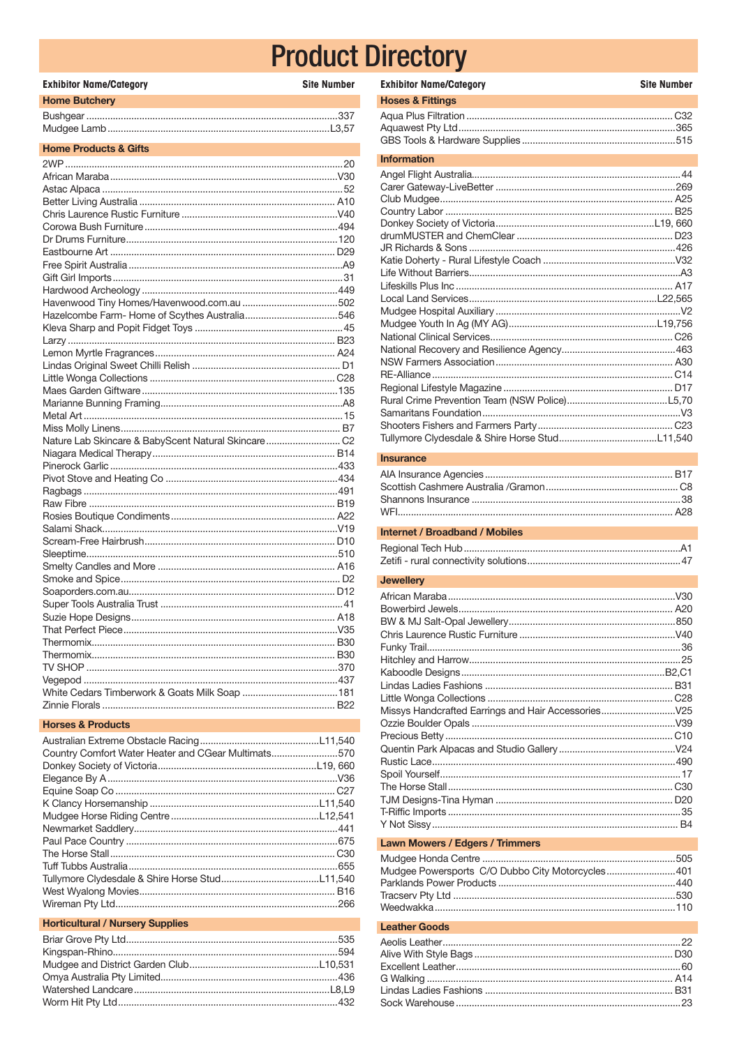# Product Directory

| Exhibitor Name/Category | Site Number |
|---|---|
| **Home Butchery** | |
| Bushgear | 337 |
| Mudgee Lamb | L3,57 |
| **Home Products & Gifts** | |
| 2WP | 20 |
| African Maraba | V30 |
| Astac Alpaca | 52 |
| Better Living Australia | A10 |
| Chris Laurence Rustic Furniture | V40 |
| Corowa Bush Furniture | 494 |
| Dr Drums Furniture | 120 |
| Eastbourne Art | D29 |
| Free Spirit Australia | A9 |
| Gift Girl Imports | 31 |
| Hardwood Archeology | 449 |
| Havenwood Tiny Homes/Havenwood.com.au | 502 |
| Hazelcombe Farm- Home of Scythes Australia | 546 |
| Kleva Sharp and Popit Fidget Toys | 45 |
| Larzy | B23 |
| Lemon Myrtle Fragrances | A24 |
| Lindas Original Sweet Chilli Relish | D1 |
| Little Wonga Collections | C28 |
| Maes Garden Giftware | 135 |
| Marianne Bunning Framing | A8 |
| Metal Art | 15 |
| Miss Molly Linens | B7 |
| Nature Lab Skincare & BabyScent Natural Skincare | C2 |
| Niagara Medical Therapy | B14 |
| Pinerock Garlic | 433 |
| Pivot Stove and Heating Co | 434 |
| Ragbags | 491 |
| Raw Fibre | B19 |
| Rosies Boutique Condiments | A22 |
| Salami Shack | V19 |
| Scream-Free Hairbrush | D10 |
| Sleeptime | 510 |
| Smelty Candles and More | A16 |
| Smoke and Spice | D2 |
| Soaporders.com.au | D12 |
| Super Tools Australia Trust | 41 |
| Suzie Hope Designs | A18 |
| That Perfect Piece | V35 |
| Thermomix | B30 |
| Thermomix | B30 |
| TV SHOP | 370 |
| Vegepod | 437 |
| White Cedars Timberwork & Goats Milk Soap | 181 |
| Zinnie Florals | B22 |
| **Horses & Products** | |
| Australian Extreme Obstacle Racing | L11,540 |
| Country Comfort Water Heater and CGear Multimats | 570 |
| Donkey Society of Victoria | L19, 660 |
| Elegance By A | V36 |
| Equine Soap Co | C27 |
| K Clancy Horsemanship | L11,540 |
| Mudgee Horse Riding Centre | L12,541 |
| Newmarket Saddlery | 441 |
| Paul Pace Country | 675 |
| The Horse Stall | C30 |
| Tuff Tubbs Australia | 655 |
| Tullymore Clydesdale & Shire Horse Stud | L11,540 |
| West Wyalong Movies | B16 |
| Wireman Pty Ltd | 266 |
| **Horticultural / Nursery Supplies** | |
| Briar Grove Pty Ltd | 535 |
| Kingspan-Rhino | 594 |
| Mudgee and District Garden Club | L10,531 |
| Omya Australia Pty Limited | 436 |
| Watershed Landcare | L8,L9 |
| Worm Hit Pty Ltd | 432 |
| **Hoses & Fittings** | |
| Aqua Plus Filtration | C32 |
| Aquawest Pty Ltd | 365 |
| GBS Tools & Hardware Supplies | 515 |
| **Information** | |
| Angel Flight Australia | 44 |
| Carer Gateway-LiveBetter | 269 |
| Club Mudgee | A25 |
| Country Labor | B25 |
| Donkey Society of Victoria | L19, 660 |
| drumMUSTER and ChemClear | D23 |
| JR Richards & Sons | 426 |
| Katie Doherty - Rural Lifestyle Coach | V32 |
| Life Without Barriers | A3 |
| Lifeskills Plus Inc | A17 |
| Local Land Services | L22,565 |
| Mudgee Hospital Auxiliary | V2 |
| Mudgee Youth In Ag (MY AG) | L19,756 |
| National Clinical Services | C26 |
| National Recovery and Resilience Agency | 463 |
| NSW Farmers Association | A30 |
| RE-Alliance | C14 |
| Regional Lifestyle Magazine | D17 |
| Rural Crime Prevention Team (NSW Police) | L5,70 |
| Samaritans Foundation | V3 |
| Shooters Fishers and Farmers Party | C23 |
| Tullymore Clydesdale & Shire Horse Stud | L11,540 |
| **Insurance** | |
| AIA Insurance Agencies | B17 |
| Scottish Cashmere Australia /Gramon | C8 |
| Shannons Insurance | 38 |
| WFI | A28 |
| **Internet / Broadband / Mobiles** | |
| Regional Tech Hub | A1 |
| Zetifi - rural connectivity solutions | 47 |
| **Jewellery** | |
| African Maraba | V30 |
| Bowerbird Jewels | A20 |
| BW & MJ Salt-Opal Jewellery | 850 |
| Chris Laurence Rustic Furniture | V40 |
| Funky Trail | 36 |
| Hitchley and Harrow | 25 |
| Kaboodle Designs | B2,C1 |
| Lindas Ladies Fashions | B31 |
| Little Wonga Collections | C28 |
| Missys Handcrafted Earrings and Hair Accessories | V25 |
| Ozzie Boulder Opals | V39 |
| Precious Betty | C10 |
| Quentin Park Alpacas and Studio Gallery | V24 |
| Rustic Lace | 490 |
| Spoil Yourself | 17 |
| The Horse Stall | C30 |
| TJM Designs-Tina Hyman | D20 |
| T-Riffic Imports | 35 |
| Y Not Sissy | B4 |
| **Lawn Mowers / Edgers / Trimmers** | |
| Mudgee Honda Centre | 505 |
| Mudgee Powersports C/O Dubbo City Motorcycles | 401 |
| Parklands Power Products | 440 |
| Tracserv Pty Ltd | 530 |
| Weedwakka | 110 |
| **Leather Goods** | |
| Aeolis Leather | 22 |
| Alive With Style Bags | D30 |
| Excellent Leather | 60 |
| G Walking | A14 |
| Lindas Ladies Fashions | B31 |
| Sock Warehouse | 23 |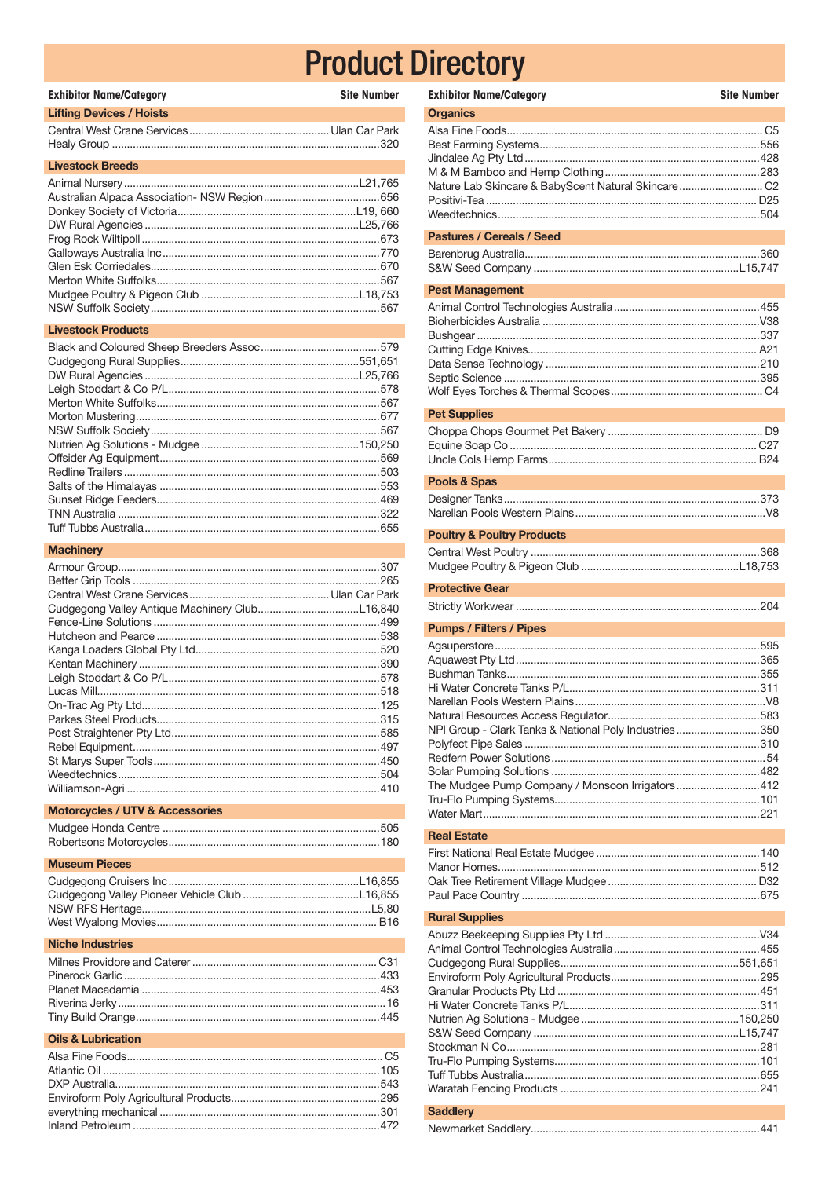# Product Directory

## Lifting Devices / Hoists

| Exhibitor Name/Category | Site Number |
|---|---|
| Central West Crane Services | Ulan Car Park |
| Healy Group | 320 |

## Livestock Breeds

| Exhibitor Name/Category | Site Number |
|---|---|
| Animal Nursery | L21,765 |
| Australian Alpaca Association- NSW Region | 656 |
| Donkey Society of Victoria | L19, 660 |
| DW Rural Agencies | L25,766 |
| Frog Rock Wiltipoll | 673 |
| Galloways Australia Inc | 770 |
| Glen Esk Corriedales | 670 |
| Merton White Suffolks | 567 |
| Mudgee Poultry & Pigeon Club | L18,753 |
| NSW Suffolk Society | 567 |

## Livestock Products

| Exhibitor Name/Category | Site Number |
|---|---|
| Black and Coloured Sheep Breeders Assoc | 579 |
| Cudgegong Rural Supplies | 551,651 |
| DW Rural Agencies | L25,766 |
| Leigh Stoddart & Co P/L | 578 |
| Merton White Suffolks | 567 |
| Morton Mustering | 677 |
| NSW Suffolk Society | 567 |
| Nutrien Ag Solutions - Mudgee | 150,250 |
| Offsider Ag Equipment | 569 |
| Redline Trailers | 503 |
| Salts of the Himalayas | 553 |
| Sunset Ridge Feeders | 469 |
| TNN Australia | 322 |
| Tuff Tubbs Australia | 655 |

## Machinery

| Exhibitor Name/Category | Site Number |
|---|---|
| Armour Group | 307 |
| Better Grip Tools | 265 |
| Central West Crane Services | Ulan Car Park |
| Cudgegong Valley Antique Machinery Club | L16,840 |
| Fence-Line Solutions | 499 |
| Hutcheon and Pearce | 538 |
| Kanga Loaders Global Pty Ltd | 520 |
| Kentan Machinery | 390 |
| Leigh Stoddart & Co P/L | 578 |
| Lucas Mill | 518 |
| On-Trac Ag Pty Ltd | 125 |
| Parkes Steel Products | 315 |
| Post Straightener Pty Ltd | 585 |
| Rebel Equipment | 497 |
| St Marys Super Tools | 450 |
| Weedtechnics | 504 |
| Williamson-Agri | 410 |

## Motorcycles / UTV & Accessories

| Exhibitor Name/Category | Site Number |
|---|---|
| Mudgee Honda Centre | 505 |
| Robertsons Motorcycles | 180 |

## Museum Pieces

| Exhibitor Name/Category | Site Number |
|---|---|
| Cudgegong Cruisers Inc | L16,855 |
| Cudgegong Valley Pioneer Vehicle Club | L16,855 |
| NSW RFS Heritage | L5,80 |
| West Wyalong Movies | B16 |

## Niche Industries

| Exhibitor Name/Category | Site Number |
|---|---|
| Milnes Providore and Caterer | C31 |
| Pinerock Garlic | 433 |
| Planet Macadamia | 453 |
| Riverina Jerky | 16 |
| Tiny Build Orange | 445 |

## Oils & Lubrication

| Exhibitor Name/Category | Site Number |
|---|---|
| Alsa Fine Foods | C5 |
| Atlantic Oil | 105 |
| DXP Australia | 543 |
| Enviroform Poly Agricultural Products | 295 |
| everything mechanical | 301 |
| Inland Petroleum | 472 |

## Organics

| Exhibitor Name/Category | Site Number |
|---|---|
| Alsa Fine Foods | C5 |
| Best Farming Systems | 556 |
| Jindalee Ag Pty Ltd | 428 |
| M & M Bamboo and Hemp Clothing | 283 |
| Nature Lab Skincare & BabyScent Natural Skincare | C2 |
| Positivi-Tea | D25 |
| Weedtechnics | 504 |

## Pastures / Cereals / Seed

| Exhibitor Name/Category | Site Number |
|---|---|
| Barenbrug Australia | 360 |
| S&W Seed Company | L15,747 |

## Pest Management

| Exhibitor Name/Category | Site Number |
|---|---|
| Animal Control Technologies Australia | 455 |
| Bioherbicides Australia | V38 |
| Bushgear | 337 |
| Cutting Edge Knives | A21 |
| Data Sense Technology | 210 |
| Septic Science | 395 |
| Wolf Eyes Torches & Thermal Scopes | C4 |

## Pet Supplies

| Exhibitor Name/Category | Site Number |
|---|---|
| Choppa Chops Gourmet Pet Bakery | D9 |
| Equine Soap Co | C27 |
| Uncle Cols Hemp Farms | B24 |

## Pools & Spas

| Exhibitor Name/Category | Site Number |
|---|---|
| Designer Tanks | 373 |
| Narellan Pools Western Plains | V8 |

## Poultry & Poultry Products

| Exhibitor Name/Category | Site Number |
|---|---|
| Central West Poultry | 368 |
| Mudgee Poultry & Pigeon Club | L18,753 |

## Protective Gear

| Exhibitor Name/Category | Site Number |
|---|---|
| Strictly Workwear | 204 |

## Pumps / Filters / Pipes

| Exhibitor Name/Category | Site Number |
|---|---|
| Agsuperstore | 595 |
| Aquawest Pty Ltd | 365 |
| Bushman Tanks | 355 |
| Hi Water Concrete Tanks P/L | 311 |
| Narellan Pools Western Plains | V8 |
| Natural Resources Access Regulator | 583 |
| NPI Group - Clark Tanks & National Poly Industries | 350 |
| Polyfect Pipe Sales | 310 |
| Redfern Power Solutions | 54 |
| Solar Pumping Solutions | 482 |
| The Mudgee Pump Company / Monsoon Irrigators | 412 |
| Tru-Flo Pumping Systems | 101 |
| Water Mart | 221 |

## Real Estate

| Exhibitor Name/Category | Site Number |
|---|---|
| First National Real Estate Mudgee | 140 |
| Manor Homes | 512 |
| Oak Tree Retirement Village Mudgee | D32 |
| Paul Pace Country | 675 |

## Rural Supplies

| Exhibitor Name/Category | Site Number |
|---|---|
| Abuzz Beekeeping Supplies Pty Ltd | V34 |
| Animal Control Technologies Australia | 455 |
| Cudgegong Rural Supplies | 551,651 |
| Enviroform Poly Agricultural Products | 295 |
| Granular Products Pty Ltd | 451 |
| Hi Water Concrete Tanks P/L | 311 |
| Nutrien Ag Solutions - Mudgee | 150,250 |
| S&W Seed Company | L15,747 |
| Stockman N Co | 281 |
| Tru-Flo Pumping Systems | 101 |
| Tuff Tubbs Australia | 655 |
| Waratah Fencing Products | 241 |

## Saddlery

| Exhibitor Name/Category | Site Number |
|---|---|
| Newmarket Saddlery | 441 |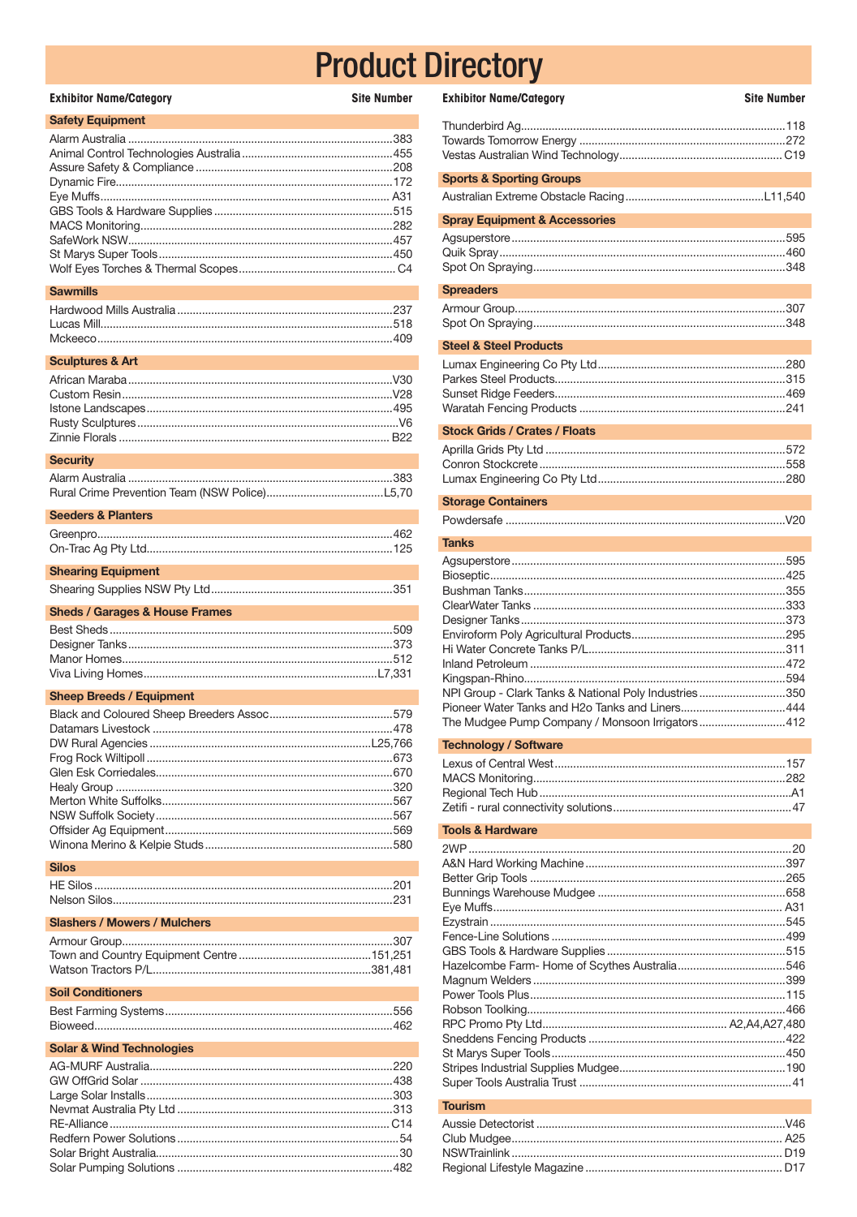# Product Directory

| Exhibitor Name/Category | Site Number |
|---|---|
| **Safety Equipment** | |
| Alarm Australia | 383 |
| Animal Control Technologies Australia | 455 |
| Assure Safety & Compliance | 208 |
| Dynamic Fire | 172 |
| Eye Muffs | A31 |
| GBS Tools & Hardware Supplies | 515 |
| MACS Monitoring | 282 |
| SafeWork NSW | 457 |
| St Marys Super Tools | 450 |
| Wolf Eyes Torches & Thermal Scopes | C4 |
| **Sawmills** | |
| Hardwood Mills Australia | 237 |
| Lucas Mill | 518 |
| Mckeeco | 409 |
| **Sculptures & Art** | |
| African Maraba | V30 |
| Custom Resin | V28 |
| Istone Landscapes | 495 |
| Rusty Sculptures | V6 |
| Zinnie Florals | B22 |
| **Security** | |
| Alarm Australia | 383 |
| Rural Crime Prevention Team (NSW Police) | L5,70 |
| **Seeders & Planters** | |
| Greenpro | 462 |
| On-Trac Ag Pty Ltd | 125 |
| **Shearing Equipment** | |
| Shearing Supplies NSW Pty Ltd | 351 |
| **Sheds / Garages & House Frames** | |
| Best Sheds | 509 |
| Designer Tanks | 373 |
| Manor Homes | 512 |
| Viva Living Homes | L7,331 |
| **Sheep Breeds / Equipment** | |
| Black and Coloured Sheep Breeders Assoc | 579 |
| Datamars Livestock | 478 |
| DW Rural Agencies | L25,766 |
| Frog Rock Wiltipoll | 673 |
| Glen Esk Corriedales | 670 |
| Healy Group | 320 |
| Merton White Suffolks | 567 |
| NSW Suffolk Society | 567 |
| Offsider Ag Equipment | 569 |
| Winona Merino & Kelpie Studs | 580 |
| **Silos** | |
| HE Silos | 201 |
| Nelson Silos | 231 |
| **Slashers / Mowers / Mulchers** | |
| Armour Group | 307 |
| Town and Country Equipment Centre | 151,251 |
| Watson Tractors P/L | 381,481 |
| **Soil Conditioners** | |
| Best Farming Systems | 556 |
| Bioweed | 462 |
| **Solar & Wind Technologies** | |
| AG-MURF Australia | 220 |
| GW OffGrid Solar | 438 |
| Large Solar Installs | 303 |
| Nevmat Australia Pty Ltd | 313 |
| RE-Alliance | C14 |
| Redfern Power Solutions | 54 |
| Solar Bright Australia | 30 |
| Solar Pumping Solutions | 482 |
| Thunderbird Ag | 118 |
| Towards Tomorrow Energy | 272 |
| Vestas Australian Wind Technology | C19 |
| **Sports & Sporting Groups** | |
| Australian Extreme Obstacle Racing | L11,540 |
| **Spray Equipment & Accessories** | |
| Agsuperstore | 595 |
| Quik Spray | 460 |
| Spot On Spraying | 348 |
| **Spreaders** | |
| Armour Group | 307 |
| Spot On Spraying | 348 |
| **Steel & Steel Products** | |
| Lumax Engineering Co Pty Ltd | 280 |
| Parkes Steel Products | 315 |
| Sunset Ridge Feeders | 469 |
| Waratah Fencing Products | 241 |
| **Stock Grids / Crates / Floats** | |
| Aprilla Grids Pty Ltd | 572 |
| Conron Stockcrete | 558 |
| Lumax Engineering Co Pty Ltd | 280 |
| **Storage Containers** | |
| Powdersafe | V20 |
| **Tanks** | |
| Agsuperstore | 595 |
| Bioseptic | 425 |
| Bushman Tanks | 355 |
| ClearWater Tanks | 333 |
| Designer Tanks | 373 |
| Enviroform Poly Agricultural Products | 295 |
| Hi Water Concrete Tanks P/L | 311 |
| Inland Petroleum | 472 |
| Kingspan-Rhino | 594 |
| NPI Group - Clark Tanks & National Poly Industries | 350 |
| Pioneer Water Tanks and H2o Tanks and Liners | 444 |
| The Mudgee Pump Company / Monsoon Irrigators | 412 |
| **Technology / Software** | |
| Lexus of Central West | 157 |
| MACS Monitoring | 282 |
| Regional Tech Hub | A1 |
| Zetifi - rural connectivity solutions | 47 |
| **Tools & Hardware** | |
| 2WP | 20 |
| A&N Hard Working Machine | 397 |
| Better Grip Tools | 265 |
| Bunnings Warehouse Mudgee | 658 |
| Eye Muffs | A31 |
| Ezystrain | 545 |
| Fence-Line Solutions | 499 |
| GBS Tools & Hardware Supplies | 515 |
| Hazelcombe Farm- Home of Scythes Australia | 546 |
| Magnum Welders | 399 |
| Power Tools Plus | 115 |
| Robson Toolking | 466 |
| RPC Promo Pty Ltd | A2,A4,A27,480 |
| Sneddens Fencing Products | 422 |
| St Marys Super Tools | 450 |
| Stripes Industrial Supplies Mudgee | 190 |
| Super Tools Australia Trust | 41 |
| **Tourism** | |
| Aussie Detectorist | V46 |
| Club Mudgee | A25 |
| NSWTrainlink | D19 |
| Regional Lifestyle Magazine | D17 |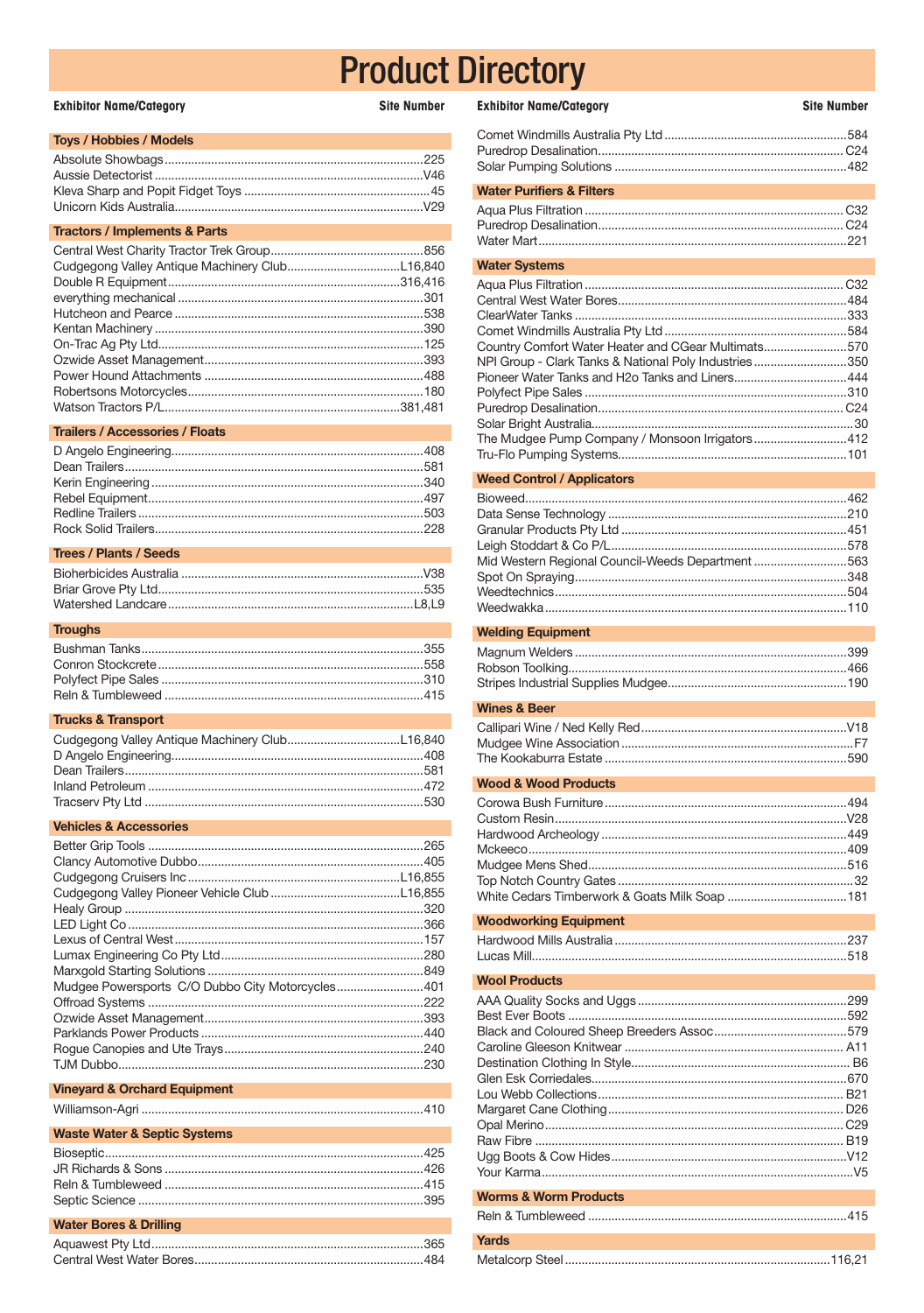# Product Directory

**Exhibitor Name/Category** | **Site Number**

## Toys / Hobbies / Models

| | |
|---|---|
| Absolute Showbags | 225 |
| Aussie Detectorist | V46 |
| Kleva Sharp and Popit Fidget Toys | 45 |
| Unicorn Kids Australia | V29 |

## Tractors / Implements & Parts

| | |
|---|---|
| Central West Charity Tractor Trek Group | 856 |
| Cudgegong Valley Antique Machinery Club | L16,840 |
| Double R Equipment | 316,416 |
| everything mechanical | 301 |
| Hutcheon and Pearce | 538 |
| Kentan Machinery | 390 |
| On-Trac Ag Pty Ltd | 125 |
| Ozwide Asset Management | 393 |
| Power Hound Attachments | 488 |
| Robertsons Motorcycles | 180 |
| Watson Tractors P/L | 381,481 |

## Trailers / Accessories / Floats

| | |
|---|---|
| D Angelo Engineering | 408 |
| Dean Trailers | 581 |
| Kerin Engineering | 340 |
| Rebel Equipment | 497 |
| Redline Trailers | 503 |
| Rock Solid Trailers | 228 |

## Trees / Plants / Seeds

| | |
|---|---|
| Bioherbicides Australia | V38 |
| Briar Grove Pty Ltd | 535 |
| Watershed Landcare | L8,L9 |

## Troughs

| | |
|---|---|
| Bushman Tanks | 355 |
| Conron Stockcrete | 558 |
| Polyfect Pipe Sales | 310 |
| Reln & Tumbleweed | 415 |

## Trucks & Transport

| | |
|---|---|
| Cudgegong Valley Antique Machinery Club | L16,840 |
| D Angelo Engineering | 408 |
| Dean Trailers | 581 |
| Inland Petroleum | 472 |
| Tracserv Pty Ltd | 530 |

## Vehicles & Accessories

| | |
|---|---|
| Better Grip Tools | 265 |
| Clancy Automotive Dubbo | 405 |
| Cudgegong Cruisers Inc | L16,855 |
| Cudgegong Valley Pioneer Vehicle Club | L16,855 |
| Healy Group | 320 |
| LED Light Co | 366 |
| Lexus of Central West | 157 |
| Lumax Engineering Co Pty Ltd | 280 |
| Marxgold Starting Solutions | 849 |
| Mudgee Powersports C/O Dubbo City Motorcycles | 401 |
| Offroad Systems | 222 |
| Ozwide Asset Management | 393 |
| Parklands Power Products | 440 |
| Rogue Canopies and Ute Trays | 240 |
| TJM Dubbo | 230 |

## Vineyard & Orchard Equipment

| | |
|---|---|
| Williamson-Agri | 410 |

## Waste Water & Septic Systems

| | |
|---|---|
| Bioseptic | 425 |
| JR Richards & Sons | 426 |
| Reln & Tumbleweed | 415 |
| Septic Science | 395 |

## Water Bores & Drilling

| | |
|---|---|
| Aquawest Pty Ltd | 365 |
| Central West Water Bores | 484 |
| Comet Windmills Australia Pty Ltd | 584 |
| Puredrop Desalination | C24 |
| Solar Pumping Solutions | 482 |

## Water Purifiers & Filters

| | |
|---|---|
| Aqua Plus Filtration | C32 |
| Puredrop Desalination | C24 |
| Water Mart | 221 |

## Water Systems

| | |
|---|---|
| Aqua Plus Filtration | C32 |
| Central West Water Bores | 484 |
| ClearWater Tanks | 333 |
| Comet Windmills Australia Pty Ltd | 584 |
| Country Comfort Water Heater and CGear Multimats | 570 |
| NPI Group - Clark Tanks & National Poly Industries | 350 |
| Pioneer Water Tanks and H2o Tanks and Liners | 444 |
| Polyfect Pipe Sales | 310 |
| Puredrop Desalination | C24 |
| Solar Bright Australia | 30 |
| The Mudgee Pump Company / Monsoon Irrigators | 412 |
| Tru-Flo Pumping Systems | 101 |

## Weed Control / Applicators

| | |
|---|---|
| Bioweed | 462 |
| Data Sense Technology | 210 |
| Granular Products Pty Ltd | 451 |
| Leigh Stoddart & Co P/L | 578 |
| Mid Western Regional Council-Weeds Department | 563 |
| Spot On Spraying | 348 |
| Weedtechnics | 504 |
| Weedwakka | 110 |

## Welding Equipment

| | |
|---|---|
| Magnum Welders | 399 |
| Robson Toolking | 466 |
| Stripes Industrial Supplies Mudgee | 190 |

## Wines & Beer

| | |
|---|---|
| Callipari Wine / Ned Kelly Red | V18 |
| Mudgee Wine Association | F7 |
| The Kookaburra Estate | 590 |

## Wood & Wood Products

| | |
|---|---|
| Corowa Bush Furniture | 494 |
| Custom Resin | V28 |
| Hardwood Archeology | 449 |
| Mckeeco | 409 |
| Mudgee Mens Shed | 516 |
| Top Notch Country Gates | 32 |
| White Cedars Timberwork & Goats Milk Soap | 181 |

## Woodworking Equipment

| | |
|---|---|
| Hardwood Mills Australia | 237 |
| Lucas Mill | 518 |

## Wool Products

| | |
|---|---|
| AAA Quality Socks and Uggs | 299 |
| Best Ever Boots | 592 |
| Black and Coloured Sheep Breeders Assoc | 579 |
| Caroline Gleeson Knitwear | A11 |
| Destination Clothing In Style | B6 |
| Glen Esk Corriedales | 670 |
| Lou Webb Collections | B21 |
| Margaret Cane Clothing | D26 |
| Opal Merino | C29 |
| Raw Fibre | B19 |
| Ugg Boots & Cow Hides | V12 |
| Your Karma | V5 |

## Worms & Worm Products

| | |
|---|---|
| Reln & Tumbleweed | 415 |

## Yards

| | |
|---|---|
| Metalcorp Steel | 116,21 |